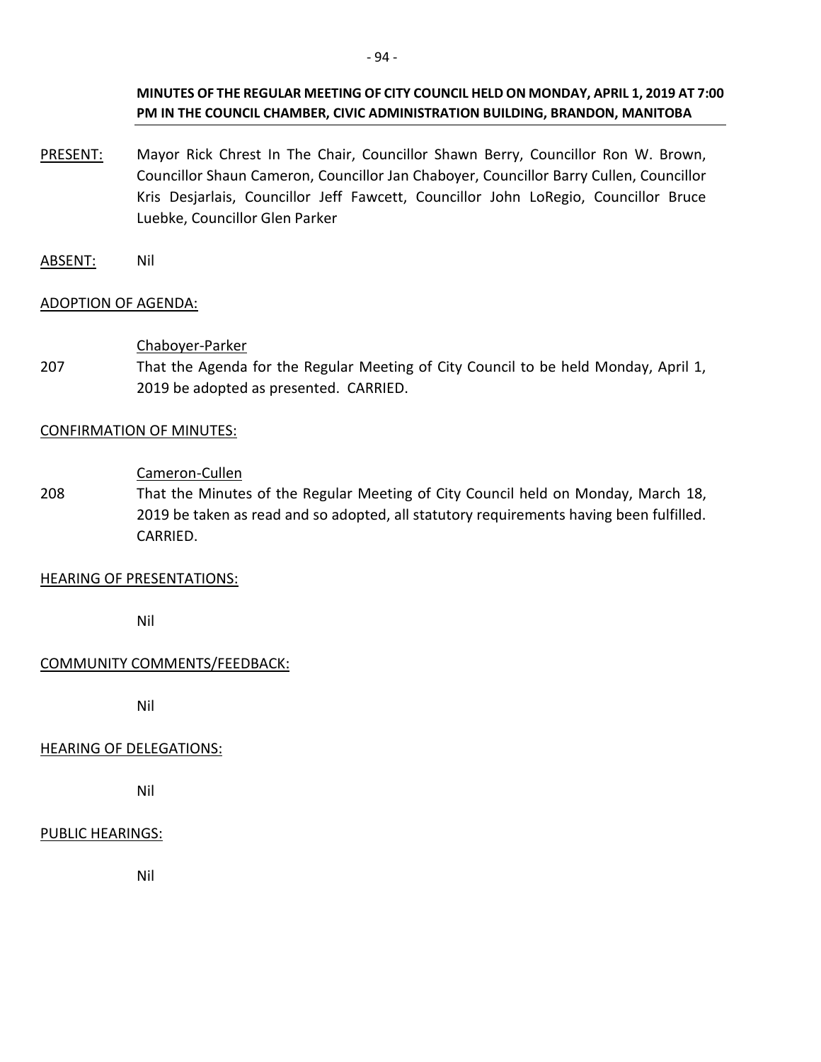**MINUTES OF THE REGULAR MEETING OF CITY COUNCIL HELD ON MONDAY, APRIL 1, 2019 AT 7:00 PM IN THE COUNCIL CHAMBER, CIVIC ADMINISTRATION BUILDING, BRANDON, MANITOBA**

PRESENT: Mayor Rick Chrest In The Chair, Councillor Shawn Berry, Councillor Ron W. Brown, Councillor Shaun Cameron, Councillor Jan Chaboyer, Councillor Barry Cullen, Councillor Kris Desjarlais, Councillor Jeff Fawcett, Councillor John LoRegio, Councillor Bruce Luebke, Councillor Glen Parker

ABSENT: Nil

ADOPTION OF AGENDA:

Chaboyer-Parker

207 That the Agenda for the Regular Meeting of City Council to be held Monday, April 1, 2019 be adopted as presented. CARRIED.

CONFIRMATION OF MINUTES:

Cameron-Cullen

208 That the Minutes of the Regular Meeting of City Council held on Monday, March 18, 2019 be taken as read and so adopted, all statutory requirements having been fulfilled. CARRIED.

HEARING OF PRESENTATIONS:

Nil

COMMUNITY COMMENTS/FEEDBACK:

Nil

HEARING OF DELEGATIONS:

Nil

PUBLIC HEARINGS:

Nil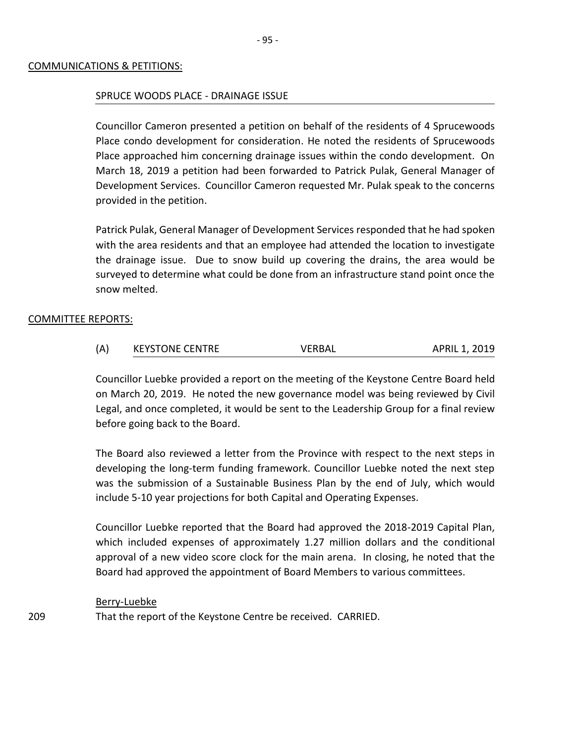COMMUNICATIONS & PETITIONS:

SPRUCE WOODS PLACE - DRAINAGE ISSUE

Councillor Cameron presented a petition on behalf of the residents of 4 Sprucewoods Place condo development for consideration. He noted the residents of Sprucewoods Place approached him concerning drainage issues within the condo development. On March 18, 2019 a petition had been forwarded to Patrick Pulak, General Manager of Development Services. Councillor Cameron requested Mr. Pulak speak to the concerns provided in the petition.

Patrick Pulak, General Manager of Development Services responded that he had spoken with the area residents and that an employee had attended the location to investigate the drainage issue. Due to snow build up covering the drains, the area would be surveyed to determine what could be done from an infrastructure stand point once the snow melted.

COMMITTEE REPORTS:

(A) KEYSTONE CENTRE — VERBAL — APRIL 1, 2019

Councillor Luebke provided a report on the meeting of the Keystone Centre Board held on March 20, 2019. He noted the new governance model was being reviewed by Civil Legal, and once completed, it would be sent to the Leadership Group for a final review before going back to the Board.

The Board also reviewed a letter from the Province with respect to the next steps in developing the long-term funding framework. Councillor Luebke noted the next step was the submission of a Sustainable Business Plan by the end of July, which would include 5-10 year projections for both Capital and Operating Expenses.

Councillor Luebke reported that the Board had approved the 2018-2019 Capital Plan, which included expenses of approximately 1.27 million dollars and the conditional approval of a new video score clock for the main arena. In closing, he noted that the Board had approved the appointment of Board Members to various committees.

Berry-Luebke

209 That the report of the Keystone Centre be received. CARRIED.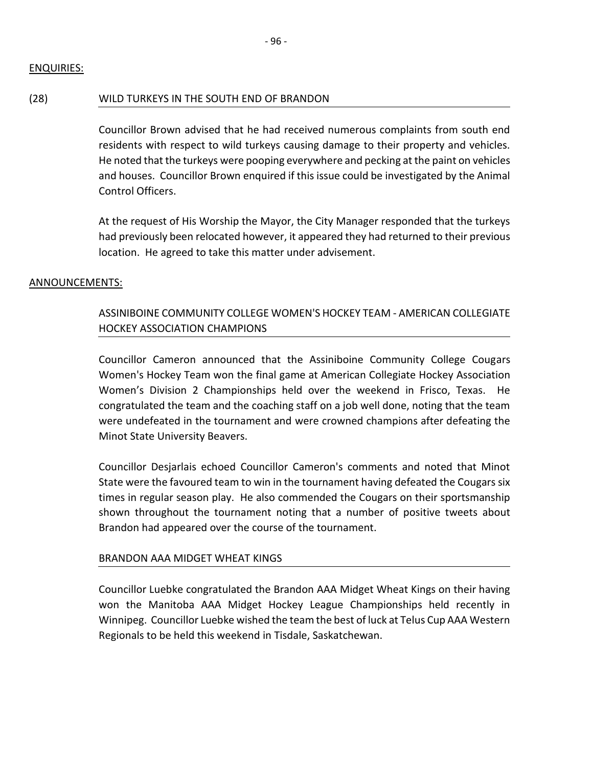ENQUIRIES:

(28) WILD TURKEYS IN THE SOUTH END OF BRANDON

Councillor Brown advised that he had received numerous complaints from south end residents with respect to wild turkeys causing damage to their property and vehicles. He noted that the turkeys were pooping everywhere and pecking at the paint on vehicles and houses. Councillor Brown enquired if this issue could be investigated by the Animal Control Officers.

At the request of His Worship the Mayor, the City Manager responded that the turkeys had previously been relocated however, it appeared they had returned to their previous location. He agreed to take this matter under advisement.

ANNOUNCEMENTS:

ASSINIBOINE COMMUNITY COLLEGE WOMEN'S HOCKEY TEAM - AMERICAN COLLEGIATE HOCKEY ASSOCIATION CHAMPIONS

Councillor Cameron announced that the Assiniboine Community College Cougars Women's Hockey Team won the final game at American Collegiate Hockey Association Women's Division 2 Championships held over the weekend in Frisco, Texas. He congratulated the team and the coaching staff on a job well done, noting that the team were undefeated in the tournament and were crowned champions after defeating the Minot State University Beavers.

Councillor Desjarlais echoed Councillor Cameron's comments and noted that Minot State were the favoured team to win in the tournament having defeated the Cougars six times in regular season play. He also commended the Cougars on their sportsmanship shown throughout the tournament noting that a number of positive tweets about Brandon had appeared over the course of the tournament.

BRANDON AAA MIDGET WHEAT KINGS

Councillor Luebke congratulated the Brandon AAA Midget Wheat Kings on their having won the Manitoba AAA Midget Hockey League Championships held recently in Winnipeg. Councillor Luebke wished the team the best of luck at Telus Cup AAA Western Regionals to be held this weekend in Tisdale, Saskatchewan.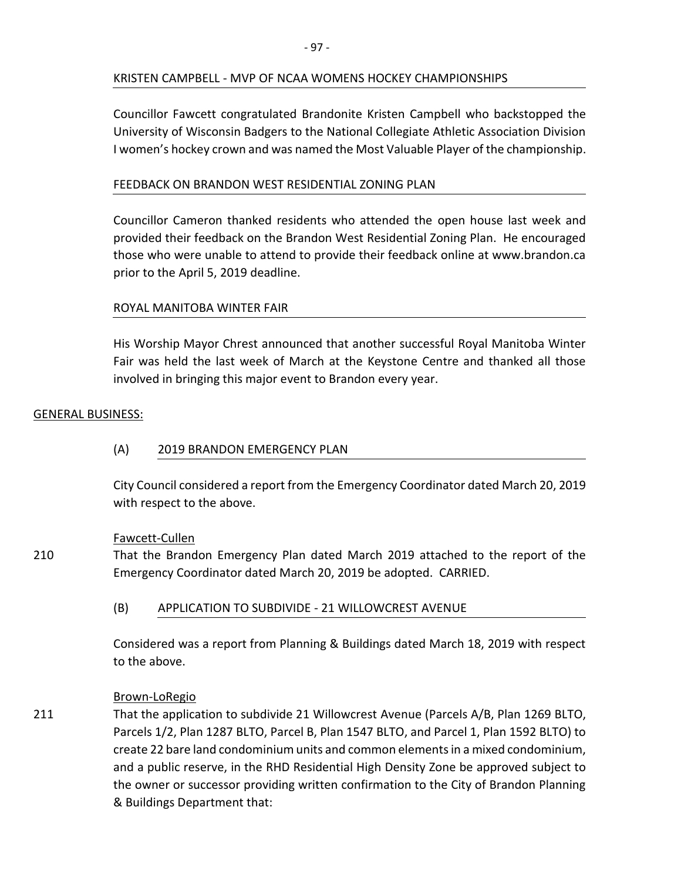KRISTEN CAMPBELL - MVP OF NCAA WOMENS HOCKEY CHAMPIONSHIPS

Councillor Fawcett congratulated Brandonite Kristen Campbell who backstopped the University of Wisconsin Badgers to the National Collegiate Athletic Association Division I women's hockey crown and was named the Most Valuable Player of the championship.

FEEDBACK ON BRANDON WEST RESIDENTIAL ZONING PLAN

Councillor Cameron thanked residents who attended the open house last week and provided their feedback on the Brandon West Residential Zoning Plan. He encouraged those who were unable to attend to provide their feedback online at www.brandon.ca prior to the April 5, 2019 deadline.

ROYAL MANITOBA WINTER FAIR

His Worship Mayor Chrest announced that another successful Royal Manitoba Winter Fair was held the last week of March at the Keystone Centre and thanked all those involved in bringing this major event to Brandon every year.

GENERAL BUSINESS:

(A) 2019 BRANDON EMERGENCY PLAN

City Council considered a report from the Emergency Coordinator dated March 20, 2019 with respect to the above.

Fawcett-Cullen

210 That the Brandon Emergency Plan dated March 2019 attached to the report of the Emergency Coordinator dated March 20, 2019 be adopted. CARRIED.

(B) APPLICATION TO SUBDIVIDE - 21 WILLOWCREST AVENUE

Considered was a report from Planning & Buildings dated March 18, 2019 with respect to the above.

Brown-LoRegio

211 That the application to subdivide 21 Willowcrest Avenue (Parcels A/B, Plan 1269 BLTO, Parcels 1/2, Plan 1287 BLTO, Parcel B, Plan 1547 BLTO, and Parcel 1, Plan 1592 BLTO) to create 22 bare land condominium units and common elements in a mixed condominium, and a public reserve, in the RHD Residential High Density Zone be approved subject to the owner or successor providing written confirmation to the City of Brandon Planning & Buildings Department that: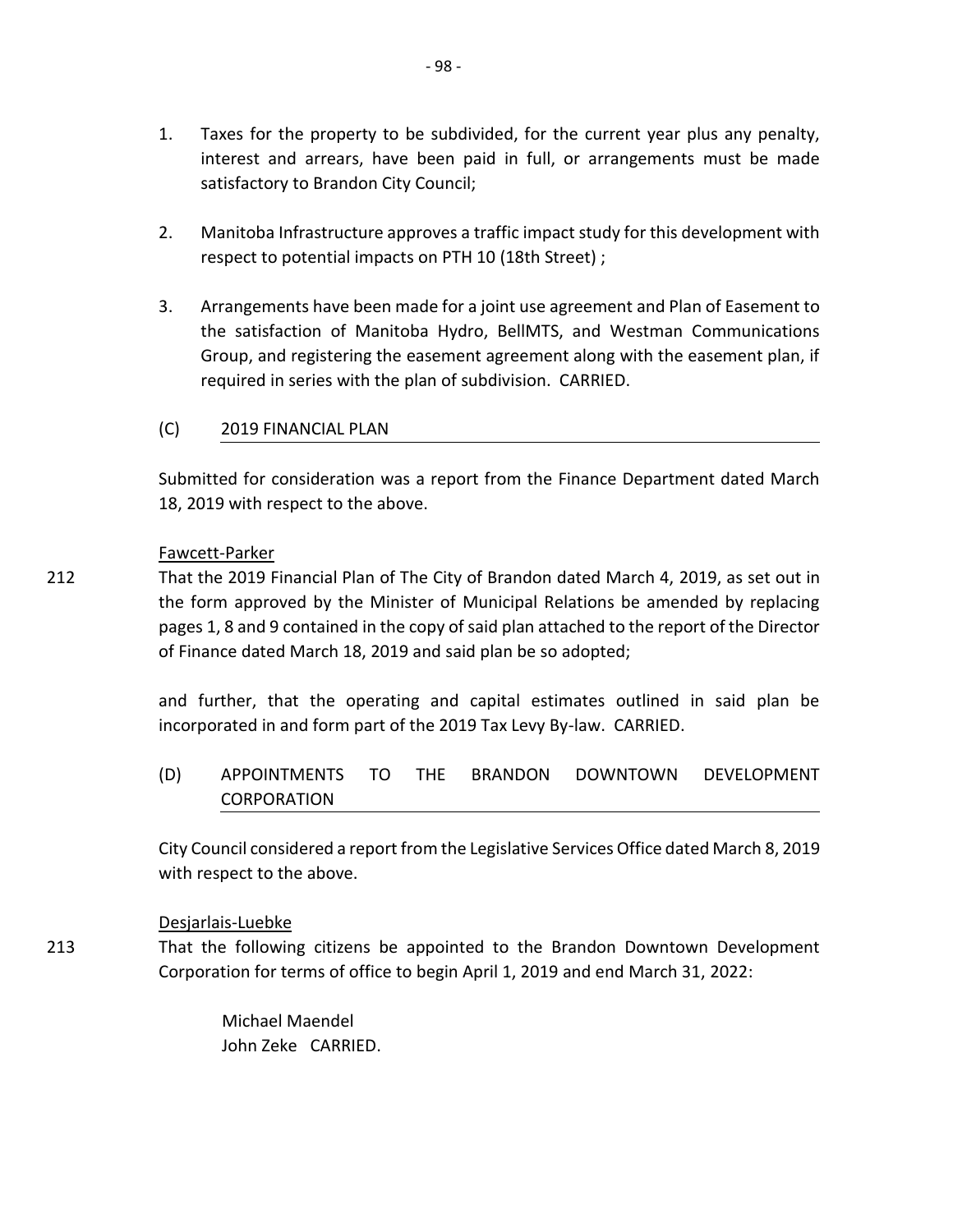1. Taxes for the property to be subdivided, for the current year plus any penalty, interest and arrears, have been paid in full, or arrangements must be made satisfactory to Brandon City Council;

2. Manitoba Infrastructure approves a traffic impact study for this development with respect to potential impacts on PTH 10 (18th Street) ;

3. Arrangements have been made for a joint use agreement and Plan of Easement to the satisfaction of Manitoba Hydro, BellMTS, and Westman Communications Group, and registering the easement agreement along with the easement plan, if required in series with the plan of subdivision. CARRIED.

(C) 2019 FINANCIAL PLAN

Submitted for consideration was a report from the Finance Department dated March 18, 2019 with respect to the above.

Fawcett-Parker

212 That the 2019 Financial Plan of The City of Brandon dated March 4, 2019, as set out in the form approved by the Minister of Municipal Relations be amended by replacing pages 1, 8 and 9 contained in the copy of said plan attached to the report of the Director of Finance dated March 18, 2019 and said plan be so adopted;

and further, that the operating and capital estimates outlined in said plan be incorporated in and form part of the 2019 Tax Levy By-law. CARRIED.

(D) APPOINTMENTS TO THE BRANDON DOWNTOWN DEVELOPMENT CORPORATION

City Council considered a report from the Legislative Services Office dated March 8, 2019 with respect to the above.

Desjarlais-Luebke

213 That the following citizens be appointed to the Brandon Downtown Development Corporation for terms of office to begin April 1, 2019 and end March 31, 2022:

Michael Maendel
John Zeke CARRIED.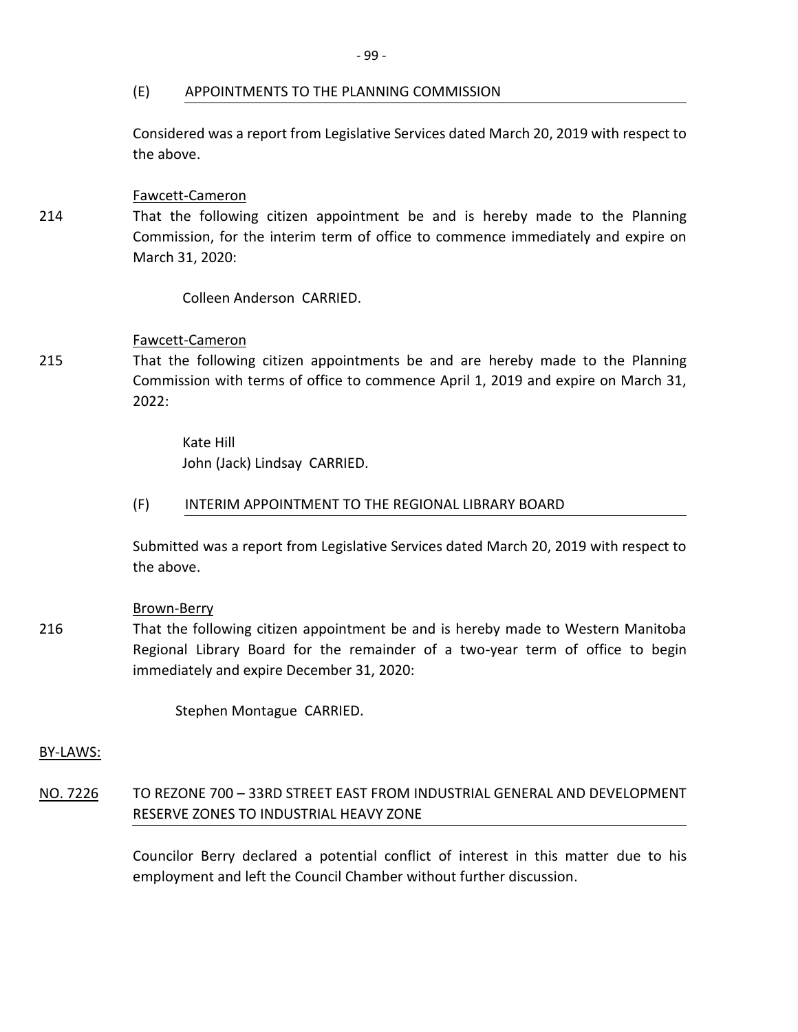### (E) APPOINTMENTS TO THE PLANNING COMMISSION

Considered was a report from Legislative Services dated March 20, 2019 with respect to the above.

Fawcett-Cameron

214 That the following citizen appointment be and is hereby made to the Planning Commission, for the interim term of office to commence immediately and expire on March 31, 2020:

Colleen Anderson CARRIED.

Fawcett-Cameron

215 That the following citizen appointments be and are hereby made to the Planning Commission with terms of office to commence April 1, 2019 and expire on March 31, 2022:

Kate Hill
John (Jack) Lindsay CARRIED.

### (F) INTERIM APPOINTMENT TO THE REGIONAL LIBRARY BOARD

Submitted was a report from Legislative Services dated March 20, 2019 with respect to the above.

Brown-Berry

216 That the following citizen appointment be and is hereby made to Western Manitoba Regional Library Board for the remainder of a two-year term of office to begin immediately and expire December 31, 2020:

Stephen Montague CARRIED.

## BY-LAWS:

### NO. 7226 TO REZONE 700 – 33RD STREET EAST FROM INDUSTRIAL GENERAL AND DEVELOPMENT RESERVE ZONES TO INDUSTRIAL HEAVY ZONE

Councilor Berry declared a potential conflict of interest in this matter due to his employment and left the Council Chamber without further discussion.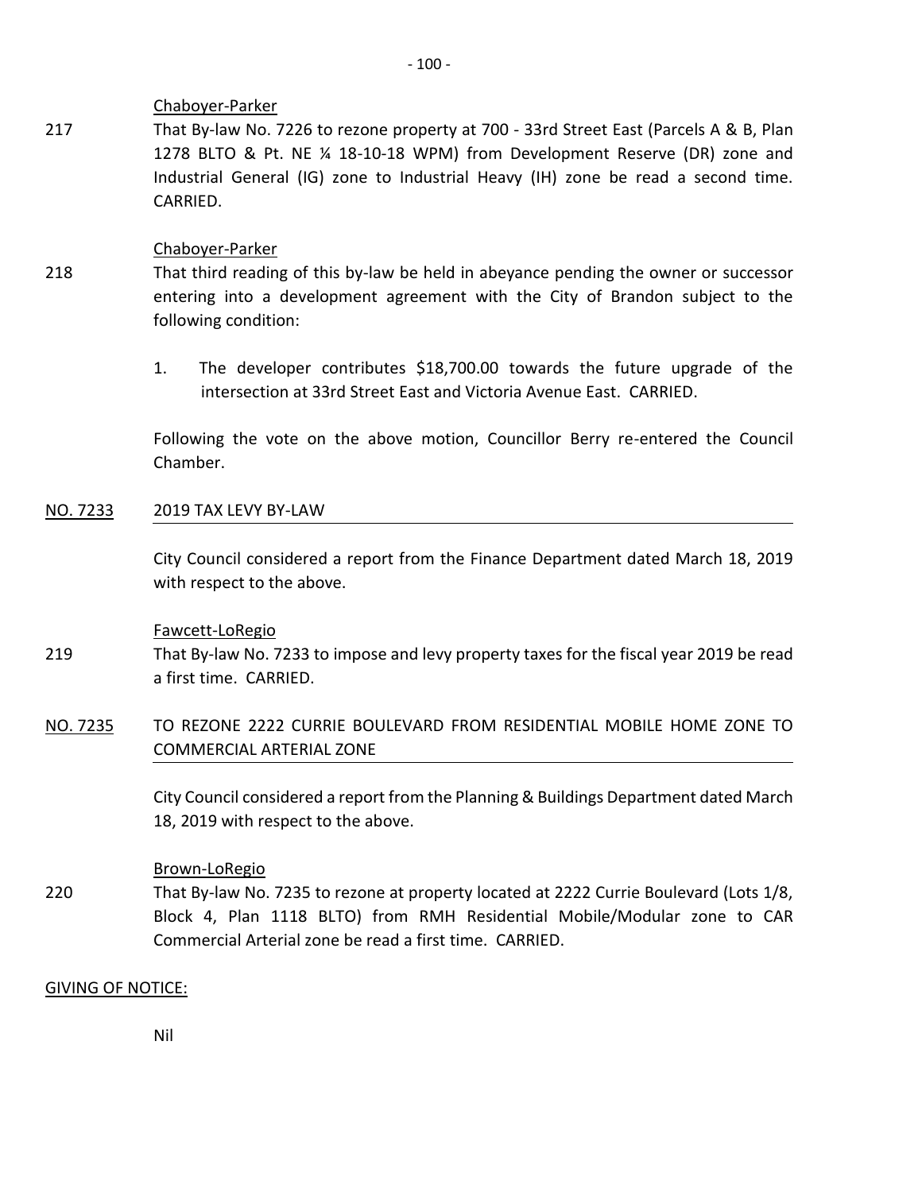Chaboyer-Parker

217 That By-law No. 7226 to rezone property at 700 - 33rd Street East (Parcels A & B, Plan 1278 BLTO & Pt. NE ¼ 18-10-18 WPM) from Development Reserve (DR) zone and Industrial General (IG) zone to Industrial Heavy (IH) zone be read a second time. CARRIED.

Chaboyer-Parker

218 That third reading of this by-law be held in abeyance pending the owner or successor entering into a development agreement with the City of Brandon subject to the following condition:

1. The developer contributes $18,700.00 towards the future upgrade of the intersection at 33rd Street East and Victoria Avenue East. CARRIED.

Following the vote on the above motion, Councillor Berry re-entered the Council Chamber.

NO. 7233 2019 TAX LEVY BY-LAW

City Council considered a report from the Finance Department dated March 18, 2019 with respect to the above.

Fawcett-LoRegio

219 That By-law No. 7233 to impose and levy property taxes for the fiscal year 2019 be read a first time. CARRIED.

NO. 7235 TO REZONE 2222 CURRIE BOULEVARD FROM RESIDENTIAL MOBILE HOME ZONE TO COMMERCIAL ARTERIAL ZONE

City Council considered a report from the Planning & Buildings Department dated March 18, 2019 with respect to the above.

Brown-LoRegio

220 That By-law No. 7235 to rezone at property located at 2222 Currie Boulevard (Lots 1/8, Block 4, Plan 1118 BLTO) from RMH Residential Mobile/Modular zone to CAR Commercial Arterial zone be read a first time. CARRIED.

GIVING OF NOTICE:

Nil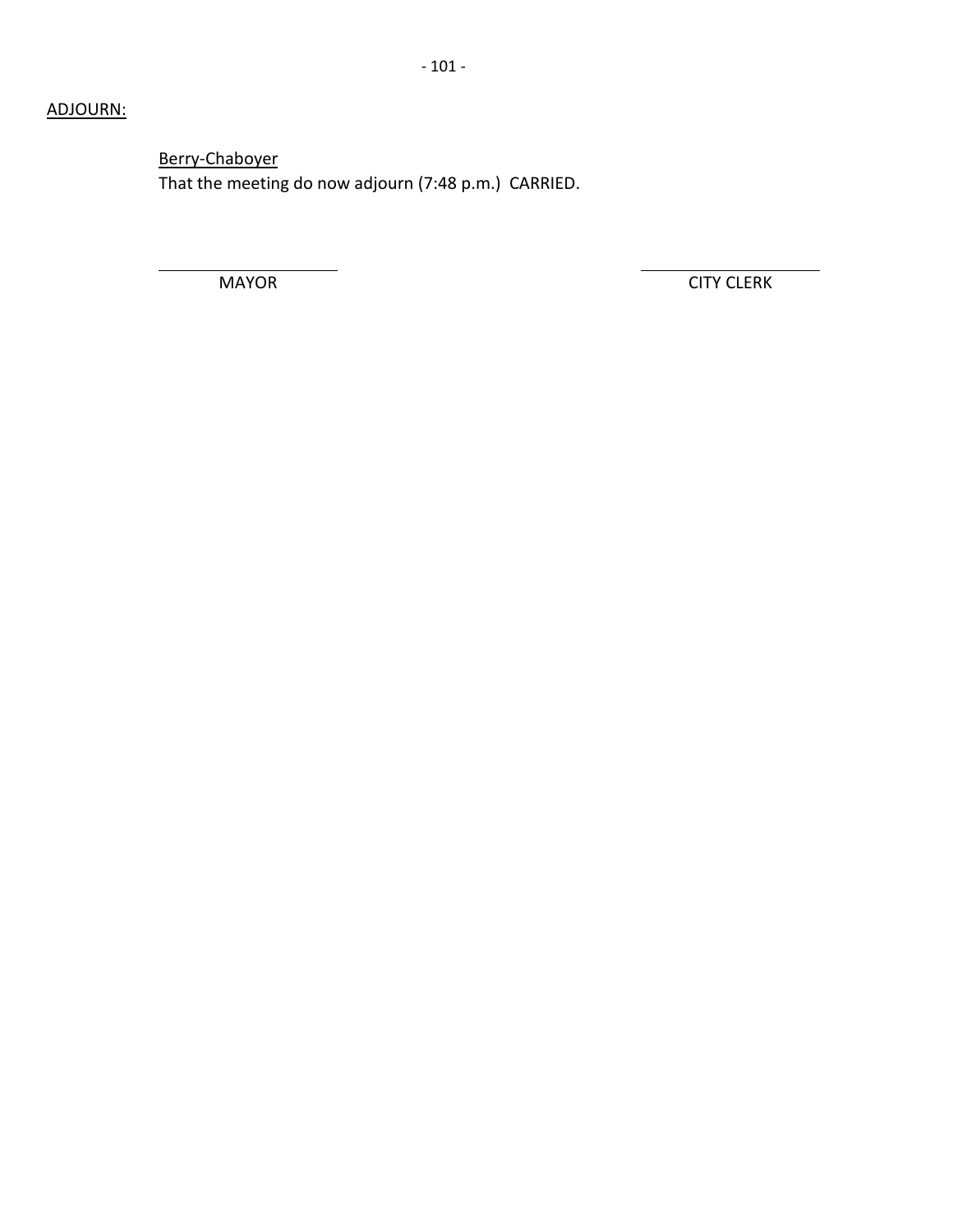ADJOURN:

Berry-Chaboyer
That the meeting do now adjourn (7:48 p.m.) CARRIED.

MAYOR

CITY CLERK